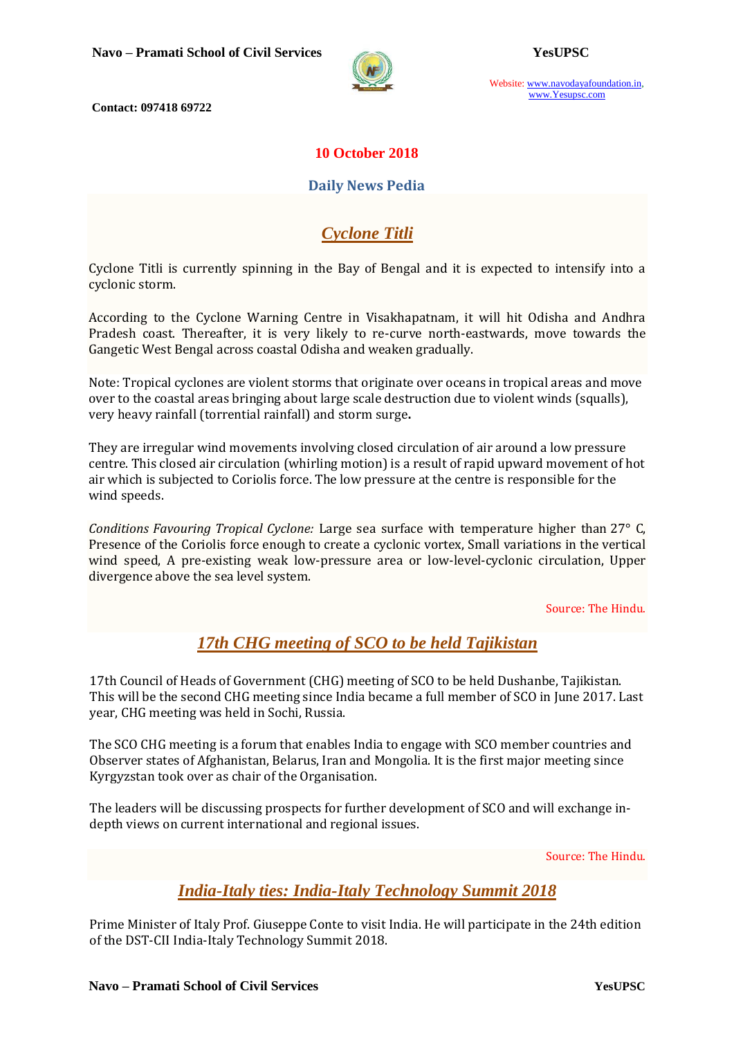10 October 2018

## Daily News Pedia

## *Cyclone Titli*

Cyclone Titli is currently spinning in the Bay of Bengal and it is expected to intensify into a cyclonic storm.

According to the Cyclone Warning Centre in Visakhapatnam, it will hit Odisha and Andhra Pradesh coast. Thereafter, it is very likely to re-curve north-eastwards, move towards the Gangetic West Bengal across coastal Odisha and weaken gradually.

Note: Tropical cyclones are violent storms that originate over oceans in tropical areas and move over to the coastal areas bringing about large scale destruction due to violent winds (squalls), very heavy rainfall (torrential rainfall) and storm surge**.**

They are irregular wind movements involving closed circulation of air around a low pressure centre. This closed air circulation (whirling motion) is a result of rapid upward movement of hot air which is subjected to Coriolis force. The low pressure at the centre is responsible for the wind speeds.

*Conditions Favouring Tropical Cyclone:* Large sea surface with temperature higher than 27° C, Presence of the Coriolis force enough to create a cyclonic vortex, Small variations in the vertical wind speed, A pre-existing weak low-pressure area or low-level-cyclonic circulation, Upper divergence above the sea level system.

Source: The Hindu.

## *17th CHG meeting of SCO to be held Tajikistan*

17th Council of Heads of Government (CHG) meeting of SCO to be held Dushanbe, Tajikistan. This will be the second CHG meeting since India became a full member of SCO in June 2017. Last year, CHG meeting was held in Sochi, Russia.

The SCO CHG meeting is a forum that enables India to engage with SCO member countries and Observer states of Afghanistan, Belarus, Iran and Mongolia. It is the first major meeting since Kyrgyzstan took over as chair of the Organisation.

The leaders will be discussing prospects for further development of SCO and will exchange in-depth views on current international and regional issues.

Source: The Hindu.

## *India-Italy ties: India-Italy Technology Summit 2018*

Prime Minister of Italy Prof. Giuseppe Conte to visit India. He will participate in the 24th edition of the DST-CII India-Italy Technology Summit 2018.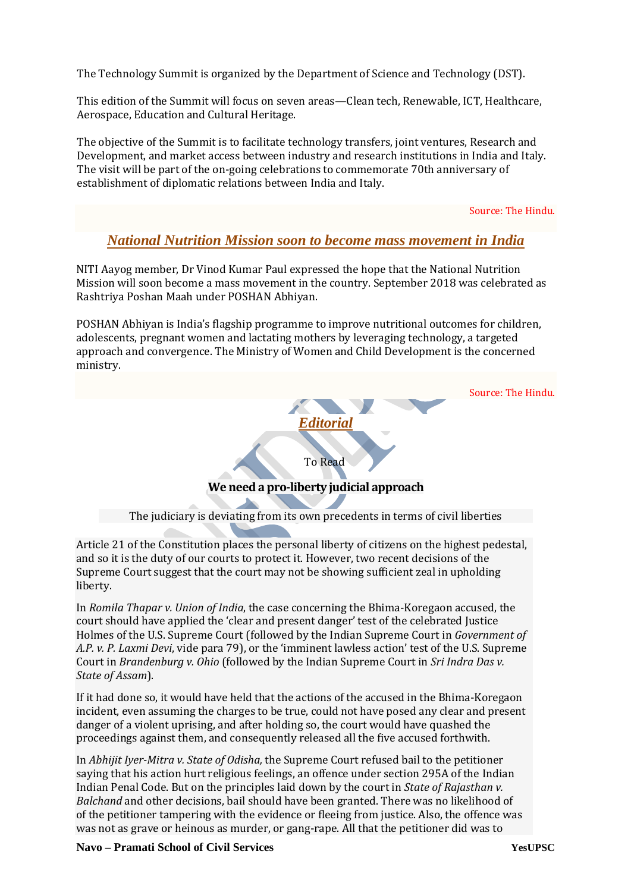The Technology Summit is organized by the Department of Science and Technology (DST).

This edition of the Summit will focus on seven areas—Clean tech, Renewable, ICT, Healthcare, Aerospace, Education and Cultural Heritage.

The objective of the Summit is to facilitate technology transfers, joint ventures, Research and Development, and market access between industry and research institutions in India and Italy. The visit will be part of the on-going celebrations to commemorate 70th anniversary of establishment of diplomatic relations between India and Italy.

Source: The Hindu.

## *National Nutrition Mission soon to become mass movement in India*

NITI Aayog member, Dr Vinod Kumar Paul expressed the hope that the National Nutrition Mission will soon become a mass movement in the country. September 2018 was celebrated as Rashtriya Poshan Maah under POSHAN Abhiyan.

POSHAN Abhiyan is India's flagship programme to improve nutritional outcomes for children, adolescents, pregnant women and lactating mothers by leveraging technology, a targeted approach and convergence. The Ministry of Women and Child Development is the concerned ministry.

Source: The Hindu.

## *Editorial*

To Read

### We need a pro-liberty judicial approach

The judiciary is deviating from its own precedents in terms of civil liberties

Article 21 of the Constitution places the personal liberty of citizens on the highest pedestal, and so it is the duty of our courts to protect it. However, two recent decisions of the Supreme Court suggest that the court may not be showing sufficient zeal in upholding liberty.

In *Romila Thapar v. Union of India*, the case concerning the Bhima-Koregaon accused, the court should have applied the 'clear and present danger' test of the celebrated Justice Holmes of the U.S. Supreme Court (followed by the Indian Supreme Court in *Government of A.P. v. P. Laxmi Devi*, vide para 79), or the 'imminent lawless action' test of the U.S. Supreme Court in *Brandenburg v. Ohio* (followed by the Indian Supreme Court in *Sri Indra Das v. State of Assam*).

If it had done so, it would have held that the actions of the accused in the Bhima-Koregaon incident, even assuming the charges to be true, could not have posed any clear and present danger of a violent uprising, and after holding so, the court would have quashed the proceedings against them, and consequently released all the five accused forthwith.

In *Abhijit Iyer-Mitra v. State of Odisha,* the Supreme Court refused bail to the petitioner saying that his action hurt religious feelings, an offence under section 295A of the Indian Indian Penal Code. But on the principles laid down by the court in *State of Rajasthan v. Balchand* and other decisions, bail should have been granted. There was no likelihood of of the petitioner tampering with the evidence or fleeing from justice. Also, the offence was was not as grave or heinous as murder, or gang-rape. All that the petitioner did was to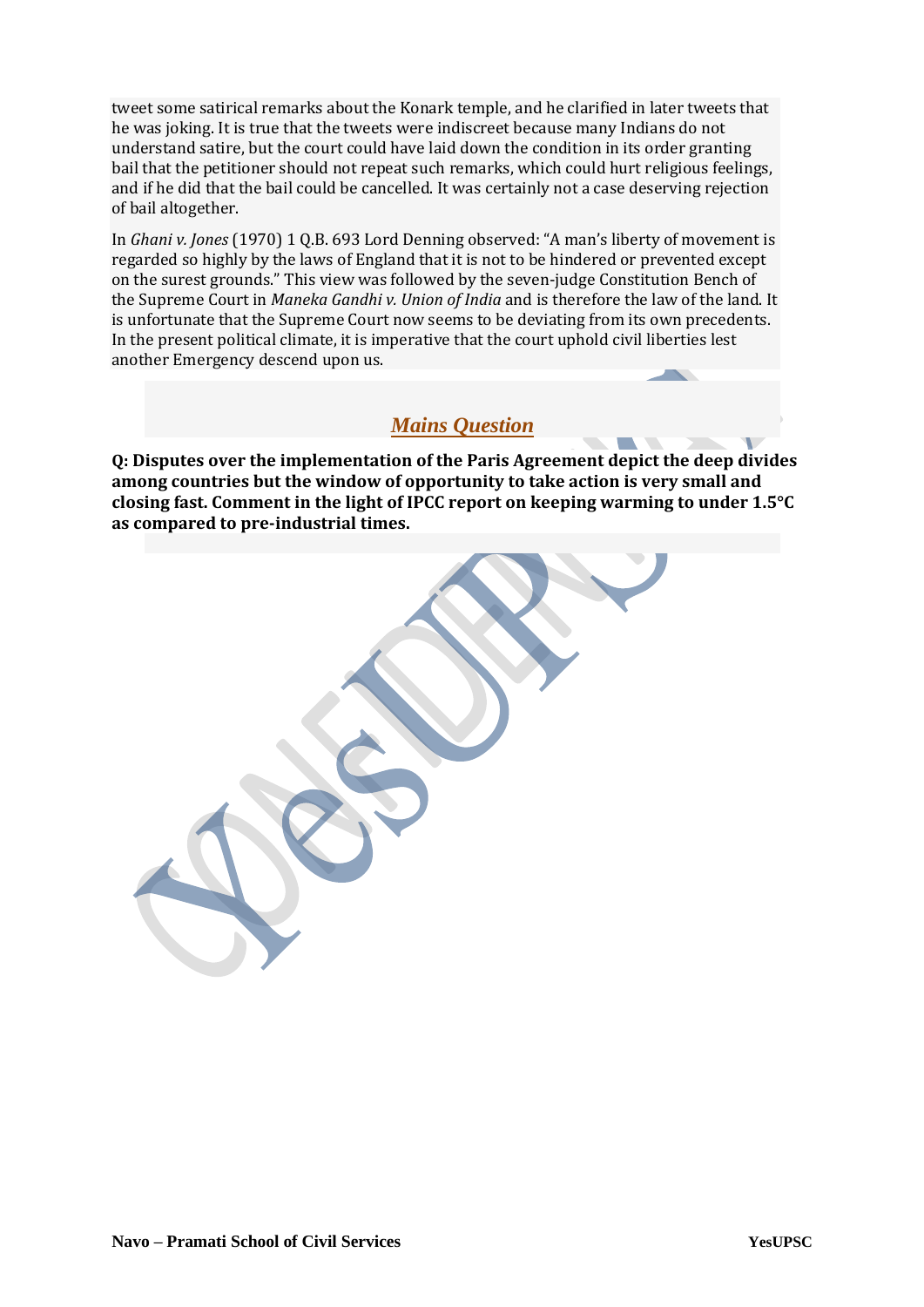tweet some satirical remarks about the Konark temple, and he clarified in later tweets that he was joking. It is true that the tweets were indiscreet because many Indians do not understand satire, but the court could have laid down the condition in its order granting bail that the petitioner should not repeat such remarks, which could hurt religious feelings, and if he did that the bail could be cancelled. It was certainly not a case deserving rejection of bail altogether.

In *Ghani v. Jones* (1970) 1 Q.B. 693 Lord Denning observed: "A man's liberty of movement is regarded so highly by the laws of England that it is not to be hindered or prevented except on the surest grounds." This view was followed by the seven-judge Constitution Bench of the Supreme Court in *Maneka Gandhi v. Union of India* and is therefore the law of the land. It is unfortunate that the Supreme Court now seems to be deviating from its own precedents. In the present political climate, it is imperative that the court uphold civil liberties lest another Emergency descend upon us.

## ***Mains Question***

**Q: Disputes over the implementation of the Paris Agreement depict the deep divides among countries but the window of opportunity to take action is very small and closing fast. Comment in the light of IPCC report on keeping warming to under 1.5°C as compared to pre-industrial times.**